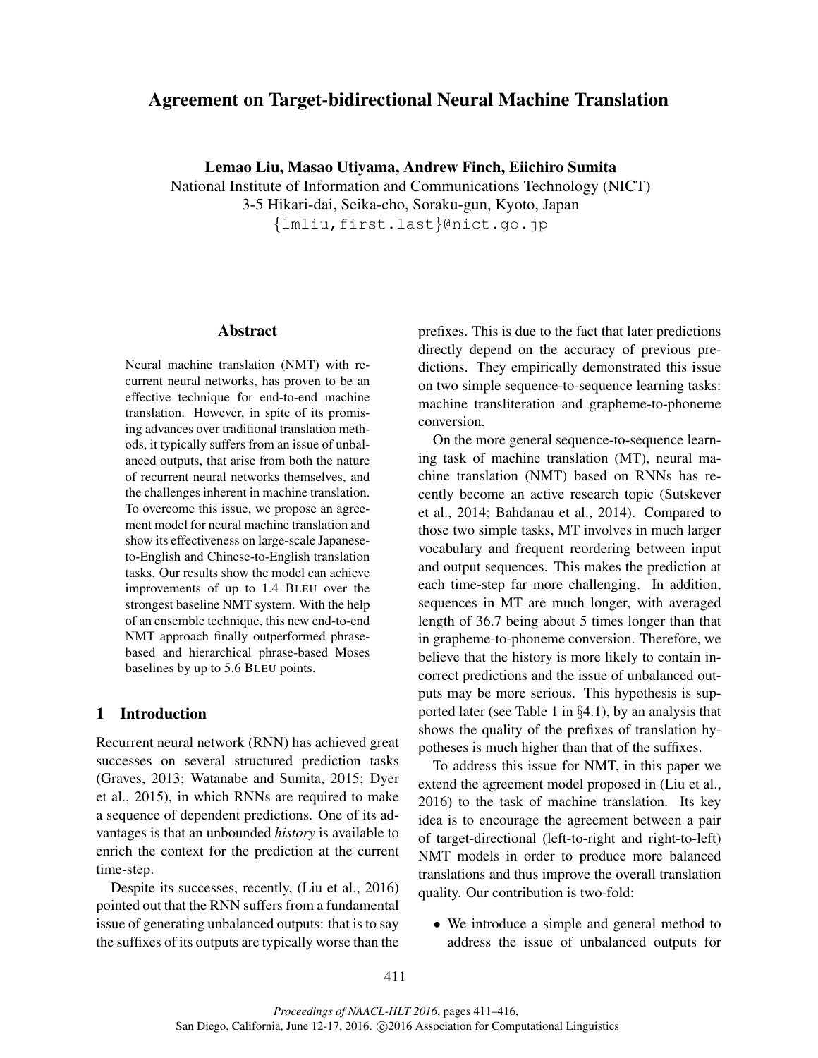# Agreement on Target-bidirectional Neural Machine Translation

**Lemao Liu, Masao Utiyama, Andrew Finch, Eiichiro Sumita**

National Institute of Information and Communications Technology (NICT)
3-5 Hikari-dai, Seika-cho, Soraku-gun, Kyoto, Japan
{lmliu,first.last}@nict.go.jp

## Abstract

Neural machine translation (NMT) with recurrent neural networks, has proven to be an effective technique for end-to-end machine translation. However, in spite of its promising advances over traditional translation methods, it typically suffers from an issue of unbalanced outputs, that arise from both the nature of recurrent neural networks themselves, and the challenges inherent in machine translation. To overcome this issue, we propose an agreement model for neural machine translation and show its effectiveness on large-scale Japanese-to-English and Chinese-to-English translation tasks. Our results show the model can achieve improvements of up to 1.4 BLEU over the strongest baseline NMT system. With the help of an ensemble technique, this new end-to-end NMT approach finally outperformed phrase-based and hierarchical phrase-based Moses baselines by up to 5.6 BLEU points.

## 1 Introduction

Recurrent neural network (RNN) has achieved great successes on several structured prediction tasks (Graves, 2013; Watanabe and Sumita, 2015; Dyer et al., 2015), in which RNNs are required to make a sequence of dependent predictions. One of its advantages is that an unbounded *history* is available to enrich the context for the prediction at the current time-step.

Despite its successes, recently, (Liu et al., 2016) pointed out that the RNN suffers from a fundamental issue of generating unbalanced outputs: that is to say the suffixes of its outputs are typically worse than the prefixes. This is due to the fact that later predictions directly depend on the accuracy of previous predictions. They empirically demonstrated this issue on two simple sequence-to-sequence learning tasks: machine transliteration and grapheme-to-phoneme conversion.

On the more general sequence-to-sequence learning task of machine translation (MT), neural machine translation (NMT) based on RNNs has recently become an active research topic (Sutskever et al., 2014; Bahdanau et al., 2014). Compared to those two simple tasks, MT involves in much larger vocabulary and frequent reordering between input and output sequences. This makes the prediction at each time-step far more challenging. In addition, sequences in MT are much longer, with averaged length of 36.7 being about 5 times longer than that in grapheme-to-phoneme conversion. Therefore, we believe that the history is more likely to contain incorrect predictions and the issue of unbalanced outputs may be more serious. This hypothesis is supported later (see Table 1 in §4.1), by an analysis that shows the quality of the prefixes of translation hypotheses is much higher than that of the suffixes.

To address this issue for NMT, in this paper we extend the agreement model proposed in (Liu et al., 2016) to the task of machine translation. Its key idea is to encourage the agreement between a pair of target-directional (left-to-right and right-to-left) NMT models in order to produce more balanced translations and thus improve the overall translation quality. Our contribution is two-fold:

- We introduce a simple and general method to address the issue of unbalanced outputs for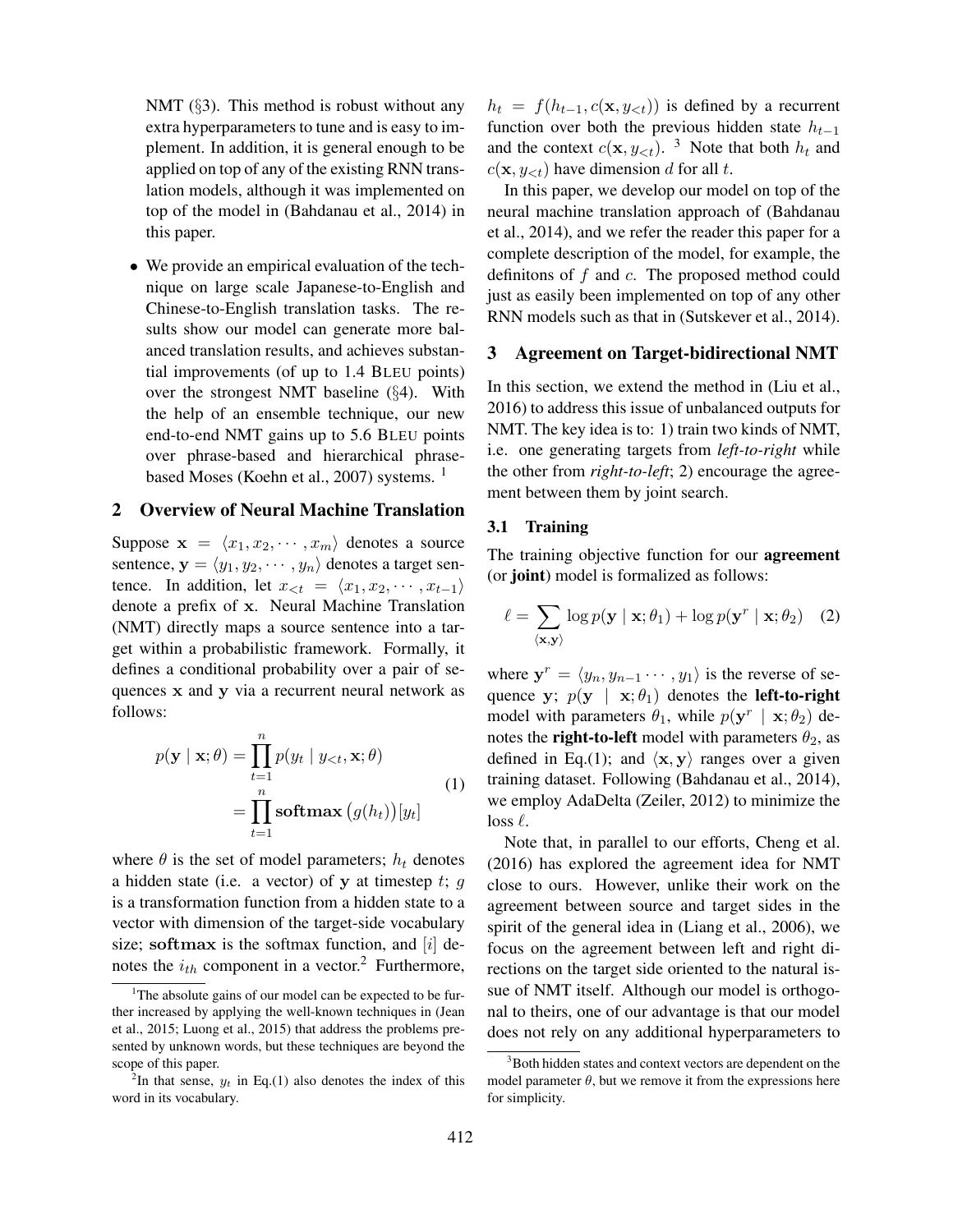NMT (§3). This method is robust without any extra hyperparameters to tune and is easy to implement. In addition, it is general enough to be applied on top of any of the existing RNN translation models, although it was implemented on top of the model in (Bahdanau et al., 2014) in this paper.

- We provide an empirical evaluation of the technique on large scale Japanese-to-English and Chinese-to-English translation tasks. The results show our model can generate more balanced translation results, and achieves substantial improvements (of up to 1.4 BLEU points) over the strongest NMT baseline (§4). With the help of an ensemble technique, our new end-to-end NMT gains up to 5.6 BLEU points over phrase-based and hierarchical phrase-based Moses (Koehn et al., 2007) systems. [1]

## 2 Overview of Neural Machine Translation

Suppose $\mathbf{x} = \langle x_1, x_2, \cdots, x_m \rangle$ denotes a source sentence, $\mathbf{y} = \langle y_1, y_2, \cdots, y_n \rangle$ denotes a target sentence. In addition, let $x_{<t} = \langle x_1, x_2, \cdots, x_{t-1} \rangle$ denote a prefix of $\mathbf{x}$. Neural Machine Translation (NMT) directly maps a source sentence into a target within a probabilistic framework. Formally, it defines a conditional probability over a pair of sequences $\mathbf{x}$ and $\mathbf{y}$ via a recurrent neural network as follows:

$$
\begin{aligned}
p(\mathbf{y} \mid \mathbf{x}; \theta) &= \prod_{t=1}^{n} p(y_t \mid y_{<t}, \mathbf{x}; \theta) \\
&= \prod_{t=1}^{n} \mathbf{softmax}\big(g(h_t)\big)[y_t]
\end{aligned} \tag{1}
$$

where $\theta$ is the set of model parameters; $h_t$ denotes a hidden state (i.e. a vector) of $\mathbf{y}$ at timestep $t$; $g$ is a transformation function from a hidden state to a vector with dimension of the target-side vocabulary size; $\mathbf{softmax}$ is the softmax function, and $[i]$ denotes the $i_{th}$ component in a vector.[2] Furthermore, $h_t = f(h_{t-1}, c(\mathbf{x}, y_{<t}))$ is defined by a recurrent function over both the previous hidden state $h_{t-1}$ and the context $c(\mathbf{x}, y_{<t})$. [3] Note that both $h_t$ and $c(\mathbf{x}, y_{<t})$ have dimension $d$ for all $t$.

In this paper, we develop our model on top of the neural machine translation approach of (Bahdanau et al., 2014), and we refer the reader this paper for a complete description of the model, for example, the definitons of $f$ and $c$. The proposed method could just as easily been implemented on top of any other RNN models such as that in (Sutskever et al., 2014).

## 3 Agreement on Target-bidirectional NMT

In this section, we extend the method in (Liu et al., 2016) to address this issue of unbalanced outputs for NMT. The key idea is to: 1) train two kinds of NMT, i.e. one generating targets from *left-to-right* while the other from *right-to-left*; 2) encourage the agreement between them by joint search.

### 3.1 Training

The training objective function for our **agreement** (or **joint**) model is formalized as follows:

$$
\ell = \sum_{\langle \mathbf{x}, \mathbf{y} \rangle} \log p(\mathbf{y} \mid \mathbf{x}; \theta_1) + \log p(\mathbf{y}^r \mid \mathbf{x}; \theta_2) \tag{2}
$$

where $\mathbf{y}^r = \langle y_n, y_{n-1} \cdots, y_1 \rangle$ is the reverse of sequence $\mathbf{y}$; $p(\mathbf{y} \mid \mathbf{x}; \theta_1)$ denotes the **left-to-right** model with parameters $\theta_1$, while $p(\mathbf{y}^r \mid \mathbf{x}; \theta_2)$ denotes the **right-to-left** model with parameters $\theta_2$, as defined in Eq.(1); and $\langle \mathbf{x}, \mathbf{y} \rangle$ ranges over a given training dataset. Following (Bahdanau et al., 2014), we employ AdaDelta (Zeiler, 2012) to minimize the loss $\ell$.

Note that, in parallel to our efforts, Cheng et al. (2016) has explored the agreement idea for NMT close to ours. However, unlike their work on the agreement between source and target sides in the spirit of the general idea in (Liang et al., 2006), we focus on the agreement between left and right directions on the target side oriented to the natural issue of NMT itself. Although our model is orthogonal to theirs, one of our advantage is that our model does not rely on any additional hyperparameters to

---

[1] The absolute gains of our model can be expected to be further increased by applying the well-known techniques in (Jean et al., 2015; Luong et al., 2015) that address the problems presented by unknown words, but these techniques are beyond the scope of this paper.

[2] In that sense, $y_t$ in Eq.(1) also denotes the index of this word in its vocabulary.

[3] Both hidden states and context vectors are dependent on the model parameter $\theta$, but we remove it from the expressions here for simplicity.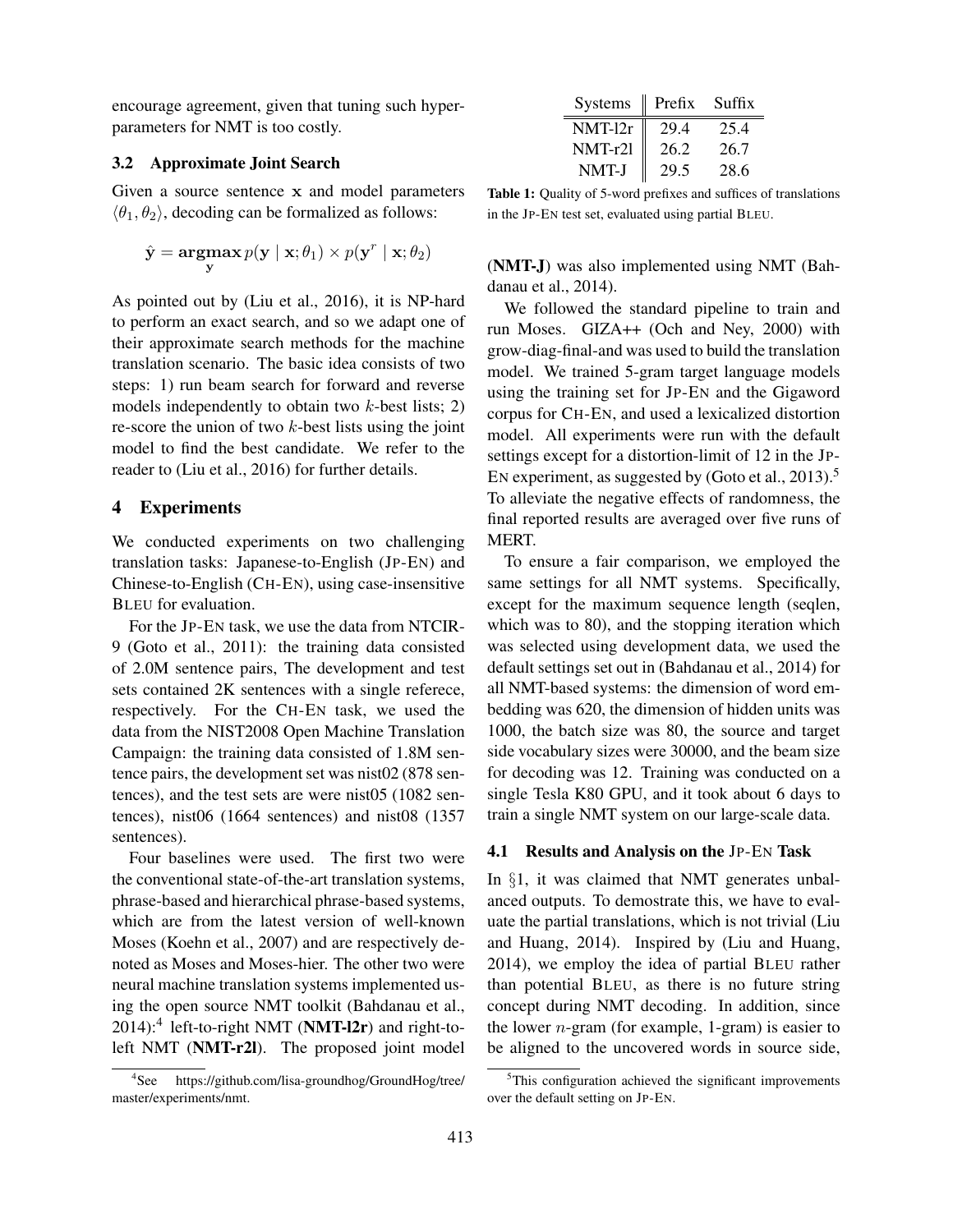encourage agreement, given that tuning such hyper-parameters for NMT is too costly.

### 3.2 Approximate Joint Search

Given a source sentence $\mathbf{x}$ and model parameters $\langle \theta_1, \theta_2 \rangle$, decoding can be formalized as follows:

$$\hat{\mathbf{y}} = \underset{\mathbf{y}}{\mathbf{argmax}}\, p(\mathbf{y} \mid \mathbf{x}; \theta_1) \times p(\mathbf{y}^r \mid \mathbf{x}; \theta_2)$$

As pointed out by (Liu et al., 2016), it is NP-hard to perform an exact search, and so we adapt one of their approximate search methods for the machine translation scenario. The basic idea consists of two steps: 1) run beam search for forward and reverse models independently to obtain two $k$-best lists; 2) re-score the union of two $k$-best lists using the joint model to find the best candidate. We refer to the reader to (Liu et al., 2016) for further details.

## 4 Experiments

We conducted experiments on two challenging translation tasks: Japanese-to-English (JP-EN) and Chinese-to-English (CH-EN), using case-insensitive BLEU for evaluation.

For the JP-EN task, we use the data from NTCIR-9 (Goto et al., 2011): the training data consisted of 2.0M sentence pairs, The development and test sets contained 2K sentences with a single referece, respectively. For the CH-EN task, we used the data from the NIST2008 Open Machine Translation Campaign: the training data consisted of 1.8M sentence pairs, the development set was nist02 (878 sentences), and the test sets are were nist05 (1082 sentences), nist06 (1664 sentences) and nist08 (1357 sentences).

Four baselines were used. The first two were the conventional state-of-the-art translation systems, phrase-based and hierarchical phrase-based systems, which are from the latest version of well-known Moses (Koehn et al., 2007) and are respectively denoted as Moses and Moses-hier. The other two were neural machine translation systems implemented using the open source NMT toolkit (Bahdanau et al., 2014):[4] left-to-right NMT (**NMT-l2r**) and right-to-left NMT (**NMT-r2l**). The proposed joint model (**NMT-J**) was also implemented using NMT (Bahdanau et al., 2014).

| Systems | Prefix | Suffix |
|---|---|---|
| NMT-l2r | 29.4 | 25.4 |
| NMT-r2l | 26.2 | 26.7 |
| NMT-J | 29.5 | 28.6 |

**Table 1:** Quality of 5-word prefixes and suffices of translations in the JP-EN test set, evaluated using partial BLEU.

We followed the standard pipeline to train and run Moses. GIZA++ (Och and Ney, 2000) with grow-diag-final-and was used to build the translation model. We trained 5-gram target language models using the training set for JP-EN and the Gigaword corpus for CH-EN, and used a lexicalized distortion model. All experiments were run with the default settings except for a distortion-limit of 12 in the JP-EN experiment, as suggested by (Goto et al., 2013).[5] To alleviate the negative effects of randomness, the final reported results are averaged over five runs of MERT.

To ensure a fair comparison, we employed the same settings for all NMT systems. Specifically, except for the maximum sequence length (seqlen, which was to 80), and the stopping iteration which was selected using development data, we used the default settings set out in (Bahdanau et al., 2014) for all NMT-based systems: the dimension of word embedding was 620, the dimension of hidden units was 1000, the batch size was 80, the source and target side vocabulary sizes were 30000, and the beam size for decoding was 12. Training was conducted on a single Tesla K80 GPU, and it took about 6 days to train a single NMT system on our large-scale data.

### 4.1 Results and Analysis on the JP-EN Task

In §1, it was claimed that NMT generates unbalanced outputs. To demostrate this, we have to evaluate the partial translations, which is not trivial (Liu and Huang, 2014). Inspired by (Liu and Huang, 2014), we employ the idea of partial BLEU rather than potential BLEU, as there is no future string concept during NMT decoding. In addition, since the lower $n$-gram (for example, 1-gram) is easier to be aligned to the uncovered words in source side,

[4] See https://github.com/lisa-groundhog/GroundHog/tree/master/experiments/nmt.

[5] This configuration achieved the significant improvements over the default setting on JP-EN.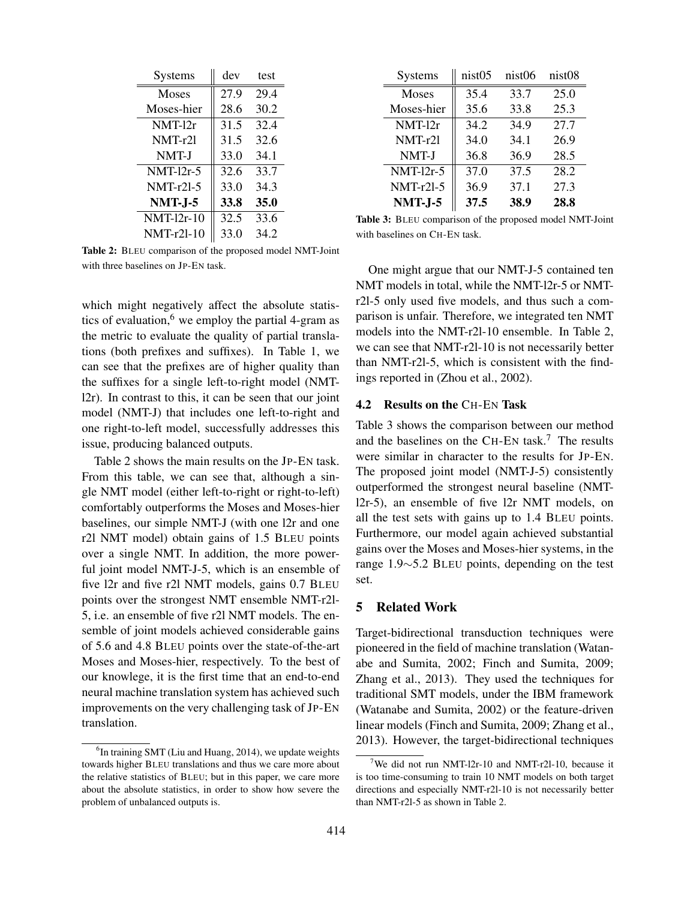| Systems | dev | test |
|---|---|---|
| Moses | 27.9 | 29.4 |
| Moses-hier | 28.6 | 30.2 |
| NMT-l2r | 31.5 | 32.4 |
| NMT-r2l | 31.5 | 32.6 |
| NMT-J | 33.0 | 34.1 |
| NMT-l2r-5 | 32.6 | 33.7 |
| NMT-r2l-5 | 33.0 | 34.3 |
| **NMT-J-5** | **33.8** | **35.0** |
| NMT-l2r-10 | 32.5 | 33.6 |
| NMT-r2l-10 | 33.0 | 34.2 |

**Table 2:** BLEU comparison of the proposed model NMT-Joint with three baselines on JP-EN task.

which might negatively affect the absolute statistics of evaluation,[6] we employ the partial 4-gram as the metric to evaluate the quality of partial translations (both prefixes and suffixes). In Table 1, we can see that the prefixes are of higher quality than the suffixes for a single left-to-right model (NMT-l2r). In contrast to this, it can be seen that our joint model (NMT-J) that includes one left-to-right and one right-to-left model, successfully addresses this issue, producing balanced outputs.

Table 2 shows the main results on the JP-EN task. From this table, we can see that, although a single NMT model (either left-to-right or right-to-left) comfortably outperforms the Moses and Moses-hier baselines, our simple NMT-J (with one l2r and one r2l NMT model) obtain gains of 1.5 BLEU points over a single NMT. In addition, the more powerful joint model NMT-J-5, which is an ensemble of five l2r and five r2l NMT models, gains 0.7 BLEU points over the strongest NMT ensemble NMT-r2l-5, i.e. an ensemble of five r2l NMT models. The ensemble of joint models achieved considerable gains of 5.6 and 4.8 BLEU points over the state-of-the-art Moses and Moses-hier, respectively. To the best of our knowlege, it is the first time that an end-to-end neural machine translation system has achieved such improvements on the very challenging task of JP-EN translation.

[6] In training SMT (Liu and Huang, 2014), we update weights towards higher BLEU translations and thus we care more about the relative statistics of BLEU; but in this paper, we care more about the absolute statistics, in order to show how severe the problem of unbalanced outputs is.

| Systems | nist05 | nist06 | nist08 |
|---|---|---|---|
| Moses | 35.4 | 33.7 | 25.0 |
| Moses-hier | 35.6 | 33.8 | 25.3 |
| NMT-l2r | 34.2 | 34.9 | 27.7 |
| NMT-r2l | 34.0 | 34.1 | 26.9 |
| NMT-J | 36.8 | 36.9 | 28.5 |
| NMT-l2r-5 | 37.0 | 37.5 | 28.2 |
| NMT-r2l-5 | 36.9 | 37.1 | 27.3 |
| **NMT-J-5** | **37.5** | **38.9** | **28.8** |

**Table 3:** BLEU comparison of the proposed model NMT-Joint with baselines on CH-EN task.

One might argue that our NMT-J-5 contained ten NMT models in total, while the NMT-l2r-5 or NMT-r2l-5 only used five models, and thus such a comparison is unfair. Therefore, we integrated ten NMT models into the NMT-r2l-10 ensemble. In Table 2, we can see that NMT-r2l-10 is not necessarily better than NMT-r2l-5, which is consistent with the findings reported in (Zhou et al., 2002).

### 4.2 Results on the CH-EN Task

Table 3 shows the comparison between our method and the baselines on the CH-EN task.[7] The results were similar in character to the results for JP-EN. The proposed joint model (NMT-J-5) consistently outperformed the strongest neural baseline (NMT-l2r-5), an ensemble of five l2r NMT models, on all the test sets with gains up to 1.4 BLEU points. Furthermore, our model again achieved substantial gains over the Moses and Moses-hier systems, in the range 1.9∼5.2 BLEU points, depending on the test set.

## 5 Related Work

Target-bidirectional transduction techniques were pioneered in the field of machine translation (Watanabe and Sumita, 2002; Finch and Sumita, 2009; Zhang et al., 2013). They used the techniques for traditional SMT models, under the IBM framework (Watanabe and Sumita, 2002) or the feature-driven linear models (Finch and Sumita, 2009; Zhang et al., 2013). However, the target-bidirectional techniques

[7] We did not run NMT-l2r-10 and NMT-r2l-10, because it is too time-consuming to train 10 NMT models on both target directions and especially NMT-r2l-10 is not necessarily better than NMT-r2l-5 as shown in Table 2.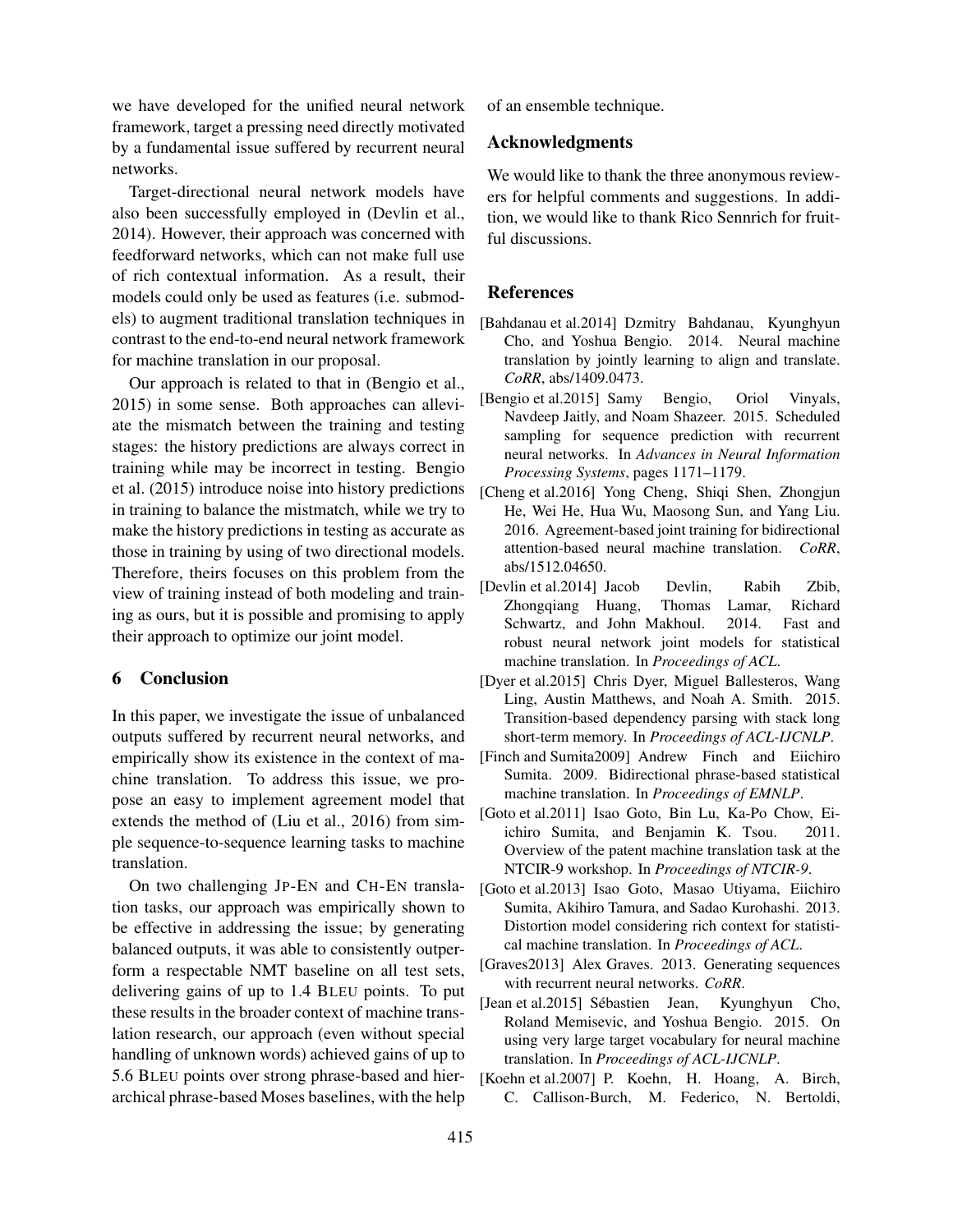we have developed for the unified neural network framework, target a pressing need directly motivated by a fundamental issue suffered by recurrent neural networks.

Target-directional neural network models have also been successfully employed in (Devlin et al., 2014). However, their approach was concerned with feedforward networks, which can not make full use of rich contextual information. As a result, their models could only be used as features (i.e. submodels) to augment traditional translation techniques in contrast to the end-to-end neural network framework for machine translation in our proposal.

Our approach is related to that in (Bengio et al., 2015) in some sense. Both approaches can alleviate the mismatch between the training and testing stages: the history predictions are always correct in training while may be incorrect in testing. Bengio et al. (2015) introduce noise into history predictions in training to balance the mistmatch, while we try to make the history predictions in testing as accurate as those in training by using of two directional models. Therefore, theirs focuses on this problem from the view of training instead of both modeling and training as ours, but it is possible and promising to apply their approach to optimize our joint model.

## 6 Conclusion

In this paper, we investigate the issue of unbalanced outputs suffered by recurrent neural networks, and empirically show its existence in the context of machine translation. To address this issue, we propose an easy to implement agreement model that extends the method of (Liu et al., 2016) from simple sequence-to-sequence learning tasks to machine translation.

On two challenging JP-EN and CH-EN translation tasks, our approach was empirically shown to be effective in addressing the issue; by generating balanced outputs, it was able to consistently outperform a respectable NMT baseline on all test sets, delivering gains of up to 1.4 BLEU points. To put these results in the broader context of machine translation research, our approach (even without special handling of unknown words) achieved gains of up to 5.6 BLEU points over strong phrase-based and hierarchical phrase-based Moses baselines, with the help of an ensemble technique.

## Acknowledgments

We would like to thank the three anonymous reviewers for helpful comments and suggestions. In addition, we would like to thank Rico Sennrich for fruitful discussions.

## References

[Bahdanau et al.2014] Dzmitry Bahdanau, Kyunghyun Cho, and Yoshua Bengio. 2014. Neural machine translation by jointly learning to align and translate. *CoRR*, abs/1409.0473.

[Bengio et al.2015] Samy Bengio, Oriol Vinyals, Navdeep Jaitly, and Noam Shazeer. 2015. Scheduled sampling for sequence prediction with recurrent neural networks. In *Advances in Neural Information Processing Systems*, pages 1171–1179.

[Cheng et al.2016] Yong Cheng, Shiqi Shen, Zhongjun He, Wei He, Hua Wu, Maosong Sun, and Yang Liu. 2016. Agreement-based joint training for bidirectional attention-based neural machine translation. *CoRR*, abs/1512.04650.

[Devlin et al.2014] Jacob Devlin, Rabih Zbib, Zhongqiang Huang, Thomas Lamar, Richard Schwartz, and John Makhoul. 2014. Fast and robust neural network joint models for statistical machine translation. In *Proceedings of ACL*.

[Dyer et al.2015] Chris Dyer, Miguel Ballesteros, Wang Ling, Austin Matthews, and Noah A. Smith. 2015. Transition-based dependency parsing with stack long short-term memory. In *Proceedings of ACL-IJCNLP*.

[Finch and Sumita2009] Andrew Finch and Eiichiro Sumita. 2009. Bidirectional phrase-based statistical machine translation. In *Proceedings of EMNLP*.

[Goto et al.2011] Isao Goto, Bin Lu, Ka-Po Chow, Eiichiro Sumita, and Benjamin K. Tsou. 2011. Overview of the patent machine translation task at the NTCIR-9 workshop. In *Proceedings of NTCIR-9*.

[Goto et al.2013] Isao Goto, Masao Utiyama, Eiichiro Sumita, Akihiro Tamura, and Sadao Kurohashi. 2013. Distortion model considering rich context for statistical machine translation. In *Proceedings of ACL*.

[Graves2013] Alex Graves. 2013. Generating sequences with recurrent neural networks. *CoRR*.

[Jean et al.2015] Sébastien Jean, Kyunghyun Cho, Roland Memisevic, and Yoshua Bengio. 2015. On using very large target vocabulary for neural machine translation. In *Proceedings of ACL-IJCNLP*.

[Koehn et al.2007] P. Koehn, H. Hoang, A. Birch, C. Callison-Burch, M. Federico, N. Bertoldi,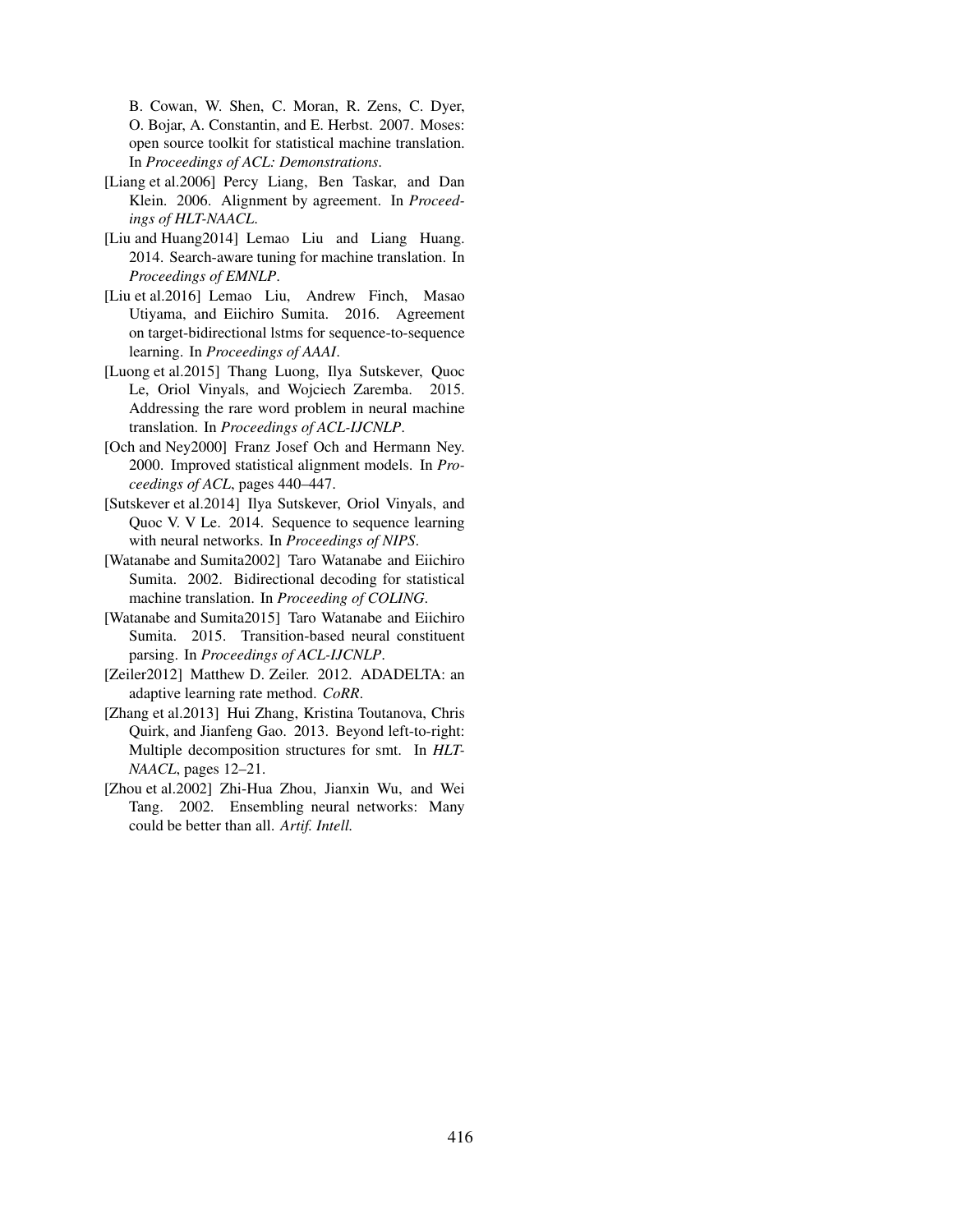B. Cowan, W. Shen, C. Moran, R. Zens, C. Dyer, O. Bojar, A. Constantin, and E. Herbst. 2007. Moses: open source toolkit for statistical machine translation. In *Proceedings of ACL: Demonstrations*.

[Liang et al.2006] Percy Liang, Ben Taskar, and Dan Klein. 2006. Alignment by agreement. In *Proceedings of HLT-NAACL*.

[Liu and Huang2014] Lemao Liu and Liang Huang. 2014. Search-aware tuning for machine translation. In *Proceedings of EMNLP*.

[Liu et al.2016] Lemao Liu, Andrew Finch, Masao Utiyama, and Eiichiro Sumita. 2016. Agreement on target-bidirectional lstms for sequence-to-sequence learning. In *Proceedings of AAAI*.

[Luong et al.2015] Thang Luong, Ilya Sutskever, Quoc Le, Oriol Vinyals, and Wojciech Zaremba. 2015. Addressing the rare word problem in neural machine translation. In *Proceedings of ACL-IJCNLP*.

[Och and Ney2000] Franz Josef Och and Hermann Ney. 2000. Improved statistical alignment models. In *Proceedings of ACL*, pages 440–447.

[Sutskever et al.2014] Ilya Sutskever, Oriol Vinyals, and Quoc V. V Le. 2014. Sequence to sequence learning with neural networks. In *Proceedings of NIPS*.

[Watanabe and Sumita2002] Taro Watanabe and Eiichiro Sumita. 2002. Bidirectional decoding for statistical machine translation. In *Proceeding of COLING*.

[Watanabe and Sumita2015] Taro Watanabe and Eiichiro Sumita. 2015. Transition-based neural constituent parsing. In *Proceedings of ACL-IJCNLP*.

[Zeiler2012] Matthew D. Zeiler. 2012. ADADELTA: an adaptive learning rate method. *CoRR*.

[Zhang et al.2013] Hui Zhang, Kristina Toutanova, Chris Quirk, and Jianfeng Gao. 2013. Beyond left-to-right: Multiple decomposition structures for smt. In *HLT-NAACL*, pages 12–21.

[Zhou et al.2002] Zhi-Hua Zhou, Jianxin Wu, and Wei Tang. 2002. Ensembling neural networks: Many could be better than all. *Artif. Intell.*